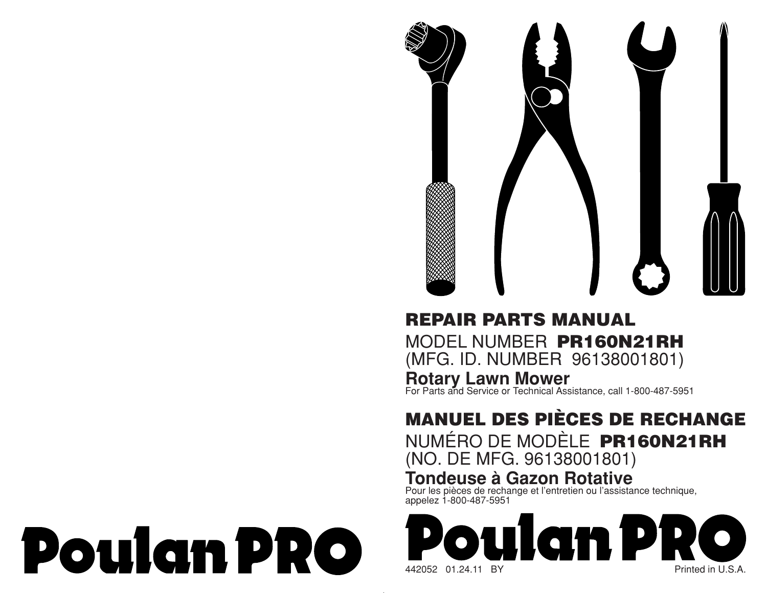Poulan PRO

# REPAIR PARTS MANUAL

MODEL NUMBER **PR160N21RH**
(MFG. ID. NUMBER 96138001801)

## Rotary Lawn Mower

For Parts and Service or Technical Assistance, call 1-800-487-5951

# MANUEL DES PIÈCES DE RECHANGE

NUMÉRO DE MODÈLE **PR160N21RH**
(NO. DE MFG. 96138001801)

## Tondeuse à Gazon Rotative

Pour les pièces de rechange et l'entretien ou l'assistance technique, appelez 1-800-487-5951

Poulan PRO

442052 01.24.11 BY

Printed in U.S.A.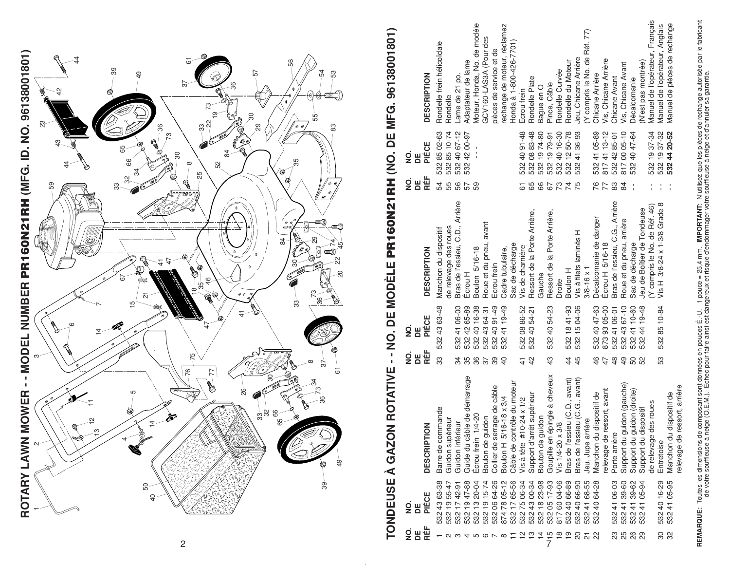# ROTARY LAWN MOWER - - MODEL NUMBER PR160N21RH (MFG. ID. NO. 96138001801)

# TONDEUSE À GAZON ROTATIVE - - NO. DE MODÈLE PR160N21RH (NO. DE MFG. 96138001801)

| NO. DE RÉF | NO. DE PIÈCE | DESCRIPTION |
|---|---|---|
| 1 | 532 43 63-38 | Barre de commande |
| 2 | 532 19 55-47 | Guidon supérieur |
| 3 | 532 17 42-91 | Guidon inférieur |
| 4 | 532 19 47-88 | Guide du câble de démarrage |
| 5 | 532 13 20-04 | Écrou frein 1/4-20 |
| 6 | 532 19 15-74 | Boulon de guidon |
| 7 | 532 06 64-26 | Collier de serrage de câble |
| 8 | 874 78 05-12 | Boulon H 5/16-18 x 3/4 |
| 11 | 532 17 65-56 | Câble de contrôle du moteur |
| 12 | 532 75 06-34 | Vis à tête #10-24 x 1/2 |
| 13 | 532 43 00-34 | Support d'arrêt supérieur |
| 14 | 532 18 23-98 | Bouton de guidon |
| 15 | 532 05 17-93 | Goupille en épingle à cheveux |
| 18 | 817 60 04-06 | Vis 1/4-20 x 3/8 |
| 19 | 532 40 66-89 | Bras de l'essieu (C.D., avant) |
| 20 | 532 40 66-90 | Bras de l'essieu (C.G., avant) |
| 21 | 532 41 68-55 | Jeu, Jupe arrière |
| 22 | 532 40 64-28 | Manchon du dispositif de relevage de ressort, avant |
| 23 | 532 41 06-03 | Porte arrière |
| 25 | 532 41 39-60 | Support du guidon (gauche) |
| 26 | 532 41 39-62 | Support du guidon (droite) |
| 29 | 532 41 05-94 | Support du dispositif de relevage des roues |
| 30 | 532 40 16-29 | Entretoise |
| 32 | 532 41 05-95 | Manchon du dispositif de relevage de ressort, arrière |
| 33 | 532 43 63-48 | Manchon du dispositif de relevage des roues |
| 34 | 532 41 06-00 | Bras de l'essieu, C.D., Arrière |
| 35 | 532 42 65-89 | Écrou H |
| 36 | 532 40 16-38 | Boulon 5/16-18 |
| 37 | 532 43 64-31 | Roue et du pneu, avant |
| 39 | 532 40 91-49 | Ecrou frein |
| 40 | 532 41 19-49 | Cadre tubulaire, Sac de décharge |
| 41 | 532 08 86-52 | Vis de charnière |
| 42 | 532 40 54-21 | Ressort de la Porte Arrière, Gauche |
| 43 | 532 40 54-23 | Ressort de la Porte Arrière, Droite |
| 44 | 532 18 41-93 | Boulon H |
| 45 | 532 15 04-06 | Vis à filets laminés H 3/8-16 x 1 |
| 46 | 532 40 47-63 | Décalcomanie de danger |
| 47 | 873 93 05-00 | Écrou H 5/16-18 |
| 48 | 532 41 06-01 | Bras de l'essieu, C.G., Arrière |
| 49 | 532 43 67-10 | Roue et du pneu, arrière |
| 50 | 532 41 10-60 | Sac de décharge |
| 52 | 532 44 19-48 | Jeu de Boîtier de Tondeuse (Y compris le No. de Réf. 46) |
| 53 | 532 85 10-84 | Vis H 3/8-24 x 1-3/8 Grade 8 |
| 54 | 532 85 02-63 | Rondelle frein hélicoïdale |
| 55 | 532 85 10-74 | Rondelle |
| 56 | 532 40 67-12 | Lame de 21 po. |
| 57 | 532 42 00-97 | Adaptateur de lame |
| 59 | - - - | Moteur, Honda, No. de modèle GCV160-LAS3A (Pour des pièces de service et de rechange de moteur, réclamez Honda à 1-800-426-7701) |
| 61 | 532 40 91-48 | Ecrou frein |
| 65 | 532 08 83-48 | Rondelle Plate |
| 66 | 532 19 74-80 | Bague en O |
| 67 | 532 19 79-91 | Pince, Câble |
| 73 | 532 40 16-30 | Rondelle Curvée |
| 74 | 532 12 50-78 | Rondelle du Moteur |
| 75 | 532 41 36-93 | Jeu, Chicane Arrière (Y compris le No. de Réf. 77) |
| 76 | 532 41 05-89 | Chicane Arrière |
| 77 | 817 41 13-12 | Vis, Chicane Arrière |
| 83 | 532 42 85-01 | Chicane Avant |
| 84 | 817 00 05-10 | Vis, Chicane Avant |
| - | 532 40 47-64 | Décalcomanie (N'est pas montrée) |
| - | 532 19 37-34 | Manuel de l'opérateur, Français |
| - | 532 19 37-32 | Manuel de l'opérateur, Anglais |
| - | **532 44 20-52** | Manuel de pièces de rechange |

**REMARQUE:** Toutes les dimensions de composant sont données en pouces É.-U. 1 pouce = 25,4 mm. **IMPORTANT:** N'utilisez que les pièces de rechange autorisée par le fabricant de votre souffleuse à neige (O.E.M.). Échec pour faire ainsi est dangereux et risque d'endommager votre souffleuse à neige et d'annuler sa garantie.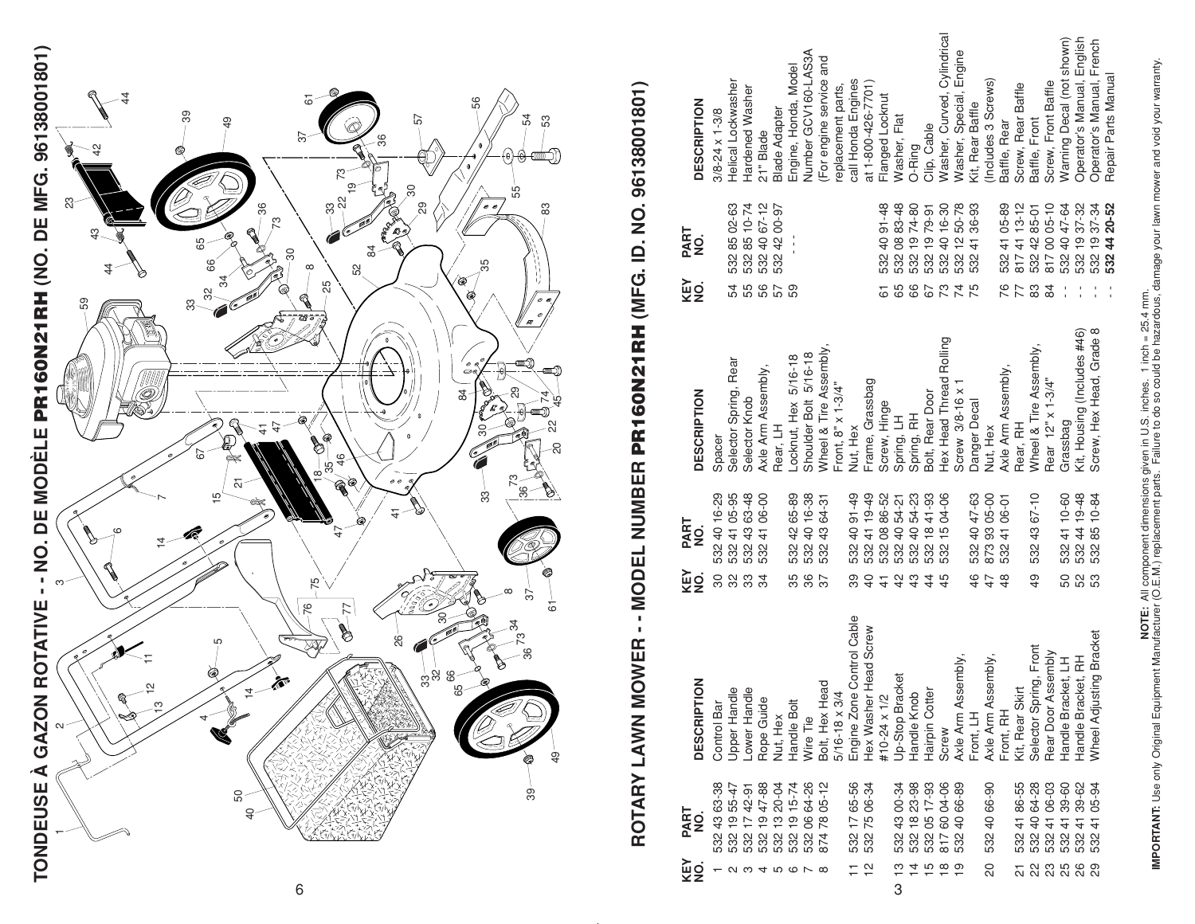# TONDEUSE À GAZON ROTATIVE - - NO. DE MODÈLE PR160N21RH (NO. DE MFG. 96138001801)

# ROTARY LAWN MOWER - - MODEL NUMBER PR160N21RH (MFG. ID. NO. 96138001801)

| KEY NO. | PART NO. | DESCRIPTION |
|---|---|---|
| 1 | 532 43 63-38 | Control Bar |
| 2 | 532 19 55-47 | Upper Handle |
| 3 | 532 17 42-91 | Lower Handle |
| 4 | 532 19 47-88 | Rope Guide |
| 5 | 532 13 20-04 | Nut, Hex |
| 6 | 532 19 15-74 | Handle Bolt |
| 7 | 532 06 64-26 | Wire Tie |
| 8 | 874 78 05-12 | Bolt, Hex Head 5/16-18 x 3/4 |
| 11 | 532 17 65-56 | Engine Zone Control Cable |
| 12 | 532 75 06-34 | Hex Washer Head Screw #10-24 x 1/2 |
| 13 | 532 43 00-34 | Up-Stop Bracket |
| 14 | 532 18 23-98 | Handle Knob |
| 15 | 532 05 17-93 | Hairpin Cotter |
| 18 | 817 60 04-06 | Screw |
| 19 | 532 40 66-89 | Axle Arm Assembly, Front, LH |
| 20 | 532 40 66-90 | Axle Arm Assembly, Front, RH |
| 21 | 532 41 86-55 | Kit, Rear Skirt |
| 22 | 532 40 64-28 | Selector Spring, Front |
| 23 | 532 41 06-03 | Rear Door Assembly |
| 25 | 532 41 39-60 | Handle Bracket, LH |
| 26 | 532 41 39-62 | Handle Bracket, RH |
| 29 | 532 41 05-94 | Wheel Adjusting Bracket |
| 30 | 532 40 16-29 | Spacer |
| 32 | 532 41 05-95 | Selector Spring, Rear |
| 33 | 532 43 63-48 | Selector Knob |
| 34 | 532 41 06-00 | Axle Arm Assembly, Rear, LH |
| 35 | 532 42 65-89 | Locknut, Hex 5/16-18 |
| 36 | 532 40 16-38 | Shoulder Bolt 5/16-18 |
| 37 | 532 43 64-31 | Wheel & Tire Assembly, Front, 8" x 1-3/4" |
| 39 | 532 40 91-49 | Nut, Hex |
| 40 | 532 41 19-49 | Frame, Grassbag |
| 41 | 532 08 86-52 | Screw, Hinge |
| 42 | 532 40 54-21 | Spring, LH |
| 43 | 532 40 54-23 | Spring, RH |
| 44 | 532 18 41-93 | Bolt, Rear Door |
| 45 | 532 15 04-06 | Hex Head Thread Rolling Screw 3/8-16 x 1 |
| 46 | 532 40 47-63 | Danger Decal |
| 47 | 873 93 05-00 | Nut, Hex |
| 48 | 532 41 06-01 | Axle Arm Assembly, Rear, RH |
| 49 | 532 43 67-10 | Wheel & Tire Assembly, Rear 12" x 1-3/4" |
| 50 | 532 41 10-60 | Grassbag |
| 52 | 532 44 19-48 | Kit, Housing (Includes #46) |
| 53 | 532 85 10-84 | Screw, Hex Head, Grade 8 3/8-24 x 1-3/8 |
| 54 | 532 85 02-63 | Helical Lockwasher |
| 55 | 532 85 10-74 | Hardened Washer |
| 56 | 532 40 67-12 | 21" Blade |
| 57 | 532 42 00-97 | Blade Adapter |
| 59 | - - - | Engine, Honda, Model Number GCV160-LAS3A (For engine service and replacement parts, call Honda Engines at 1-800-426-7701) |
| 61 | 532 40 91-48 | Flanged Locknut |
| 65 | 532 08 83-48 | Washer, Flat |
| 66 | 532 19 74-80 | O-Ring |
| 67 | 532 19 79-91 | Clip, Cable |
| 73 | 532 40 16-30 | Washer, Curved, Cylindrical |
| 74 | 532 12 50-78 | Washer, Special, Engine |
| 75 | 532 41 36-93 | Kit, Rear Baffle (Includes 3 Screws) |
| 76 | 532 41 05-89 | Baffle, Rear |
| 77 | 817 41 13-12 | Screw, Rear Baffle |
| 83 | 532 42 85-01 | Baffle, Front |
| 84 | 817 00 05-10 | Screw, Front Baffle |
| - - | 532 40 47-64 | Warning Decal (not shown) |
| - - | 532 19 37-32 | Operator's Manual, English |
| - - | 532 19 37-34 | Operator's Manual, French |
| - - | **532 44 20-52** | Repair Parts Manual |

**NOTE:** All component dimensions given in U.S. inches. 1 inch = 25.4 mm.

**IMPORTANT:** Use only Original Equipment Manufacturer (O.E.M.) replacement parts. Failure to do so could be hazardous, damage your lawn mower and void your warranty.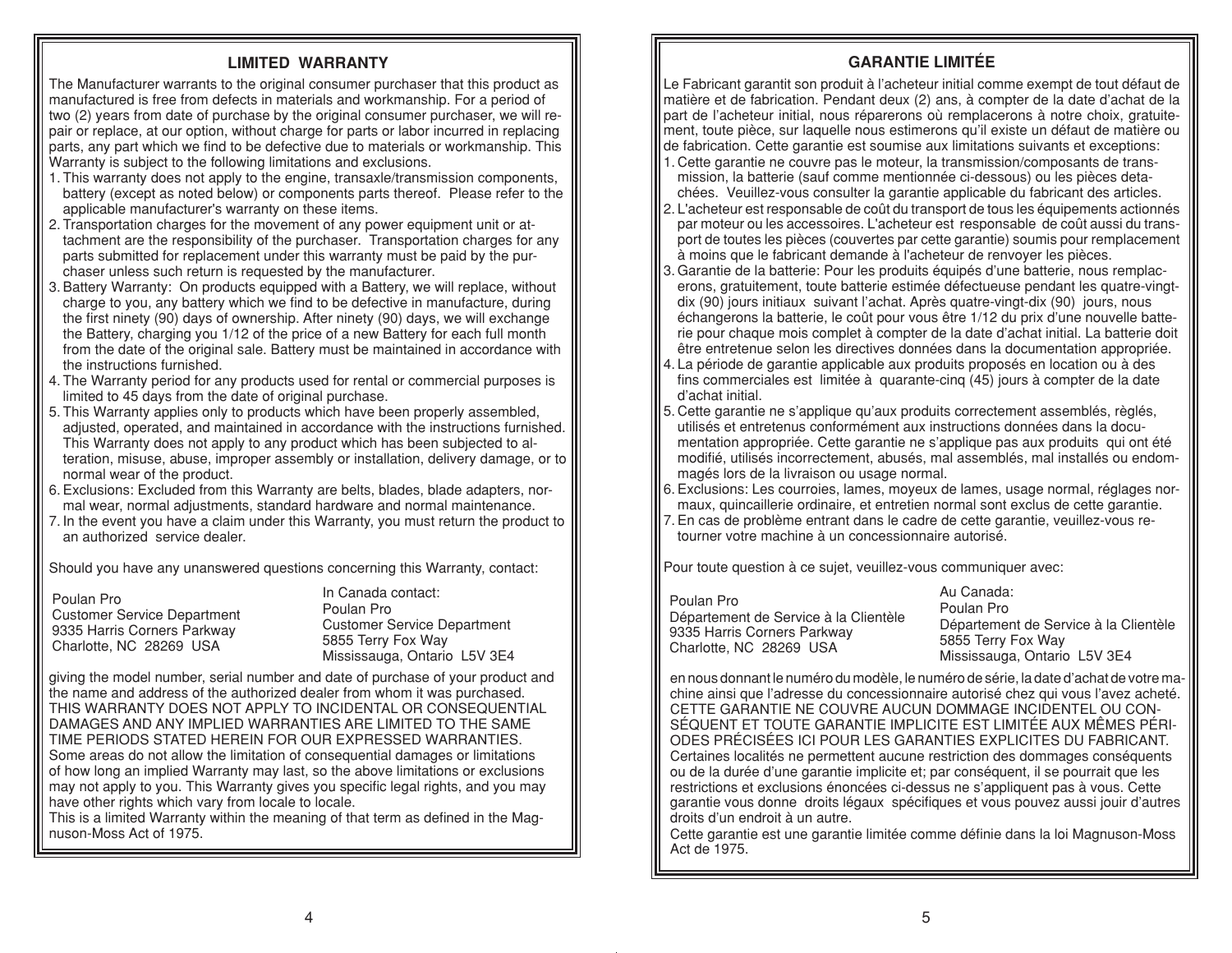## LIMITED WARRANTY

The Manufacturer warrants to the original consumer purchaser that this product as manufactured is free from defects in materials and workmanship. For a period of two (2) years from date of purchase by the original consumer purchaser, we will repair or replace, at our option, without charge for parts or labor incurred in replacing parts, any part which we find to be defective due to materials or workmanship. This Warranty is subject to the following limitations and exclusions.

1. This warranty does not apply to the engine, transaxle/transmission components, battery (except as noted below) or components parts thereof. Please refer to the applicable manufacturer's warranty on these items.
2. Transportation charges for the movement of any power equipment unit or attachment are the responsibility of the purchaser. Transportation charges for any parts submitted for replacement under this warranty must be paid by the purchaser unless such return is requested by the manufacturer.
3. Battery Warranty: On products equipped with a Battery, we will replace, without charge to you, any battery which we find to be defective in manufacture, during the first ninety (90) days of ownership. After ninety (90) days, we will exchange the Battery, charging you 1/12 of the price of a new Battery for each full month from the date of the original sale. Battery must be maintained in accordance with the instructions furnished.
4. The Warranty period for any products used for rental or commercial purposes is limited to 45 days from the date of original purchase.
5. This Warranty applies only to products which have been properly assembled, adjusted, operated, and maintained in accordance with the instructions furnished. This Warranty does not apply to any product which has been subjected to alteration, misuse, abuse, improper assembly or installation, delivery damage, or to normal wear of the product.
6. Exclusions: Excluded from this Warranty are belts, blades, blade adapters, normal wear, normal adjustments, standard hardware and normal maintenance.
7. In the event you have a claim under this Warranty, you must return the product to an authorized service dealer.

Should you have any unanswered questions concerning this Warranty, contact:

Poulan Pro
Customer Service Department
9335 Harris Corners Parkway
Charlotte, NC 28269 USA

In Canada contact:
Poulan Pro
Customer Service Department
5855 Terry Fox Way
Mississauga, Ontario L5V 3E4

giving the model number, serial number and date of purchase of your product and the name and address of the authorized dealer from whom it was purchased.
THIS WARRANTY DOES NOT APPLY TO INCIDENTAL OR CONSEQUENTIAL DAMAGES AND ANY IMPLIED WARRANTIES ARE LIMITED TO THE SAME TIME PERIODS STATED HEREIN FOR OUR EXPRESSED WARRANTIES.
Some areas do not allow the limitation of consequential damages or limitations of how long an implied Warranty may last, so the above limitations or exclusions may not apply to you. This Warranty gives you specific legal rights, and you may have other rights which vary from locale to locale.
This is a limited Warranty within the meaning of that term as defined in the Magnuson-Moss Act of 1975.

## GARANTIE LIMITÉE

Le Fabricant garantit son produit à l'acheteur initial comme exempt de tout défaut de matière et de fabrication. Pendant deux (2) ans, à compter de la date d'achat de la part de l'acheteur initial, nous réparerons où remplacerons à notre choix, gratuitement, toute pièce, sur laquelle nous estimerons qu'il existe un défaut de matière ou de fabrication. Cette garantie est soumise aux limitations suivants et exceptions:

1. Cette garantie ne couvre pas le moteur, la transmission/composants de transmission, la batterie (sauf comme mentionnée ci-dessous) ou les pièces detachées. Veuillez-vous consulter la garantie applicable du fabricant des articles.
2. L'acheteur est responsable de coût du transport de tous les équipements actionnés par moteur ou les accessoires. L'acheteur est responsable de coût aussi du transport de toutes les pièces (couvertes par cette garantie) soumis pour remplacement à moins que le fabricant demande à l'acheteur de renvoyer les pièces.
3. Garantie de la batterie: Pour les produits équipés d'une batterie, nous remplacerons, gratuitement, toute batterie estimée défectueuse pendant les quatre-vingt-dix (90) jours initiaux suivant l'achat. Après quatre-vingt-dix (90) jours, nous échangerons la batterie, le coût pour vous être 1/12 du prix d'une nouvelle batterie pour chaque mois complet à compter de la date d'achat initial. La batterie doit être entretenue selon les directives données dans la documentation appropriée.
4. La période de garantie applicable aux produits proposés en location ou à des fins commerciales est limitée à quarante-cinq (45) jours à compter de la date d'achat initial.
5. Cette garantie ne s'applique qu'aux produits correctement assemblés, règlés, utilisés et entretenus conformément aux instructions données dans la documentation appropriée. Cette garantie ne s'applique pas aux produits qui ont été modifié, utilisés incorrectement, abusés, mal assemblés, mal installés ou endommagés lors de la livraison ou usage normal.
6. Exclusions: Les courroies, lames, moyeux de lames, usage normal, réglages normaux, quincaillerie ordinaire, et entretien normal sont exclus de cette garantie.
7. En cas de problème entrant dans le cadre de cette garantie, veuillez-vous retourner votre machine à un concessionnaire autorisé.

Pour toute question à ce sujet, veuillez-vous communiquer avec:

Poulan Pro
Département de Service à la Clientèle
9335 Harris Corners Parkway
Charlotte, NC 28269 USA

Au Canada:
Poulan Pro
Département de Service à la Clientèle
5855 Terry Fox Way
Mississauga, Ontario L5V 3E4

en nous donnant le numéro du modèle, le numéro de série, la date d'achat de votre machine ainsi que l'adresse du concessionnaire autorisé chez qui vous l'avez acheté.
CETTE GARANTIE NE COUVRE AUCUN DOMMAGE INCIDENTEL OU CONSÉQUENT ET TOUTE GARANTIE IMPLICITE EST LIMITÉE AUX MÊMES PÉRIODES PRÉCISÉES ICI POUR LES GARANTIES EXPLICITES DU FABRICANT.
Certaines localités ne permettent aucune restriction des dommages conséquents ou de la durée d'une garantie implicite et; par conséquent, il se pourrait que les restrictions et exclusions énoncées ci-dessus ne s'appliquent pas à vous. Cette garantie vous donne droits légaux spécifiques et vous pouvez aussi jouir d'autres droits d'un endroit à un autre.
Cette garantie est une garantie limitée comme définie dans la loi Magnuson-Moss Act de 1975.